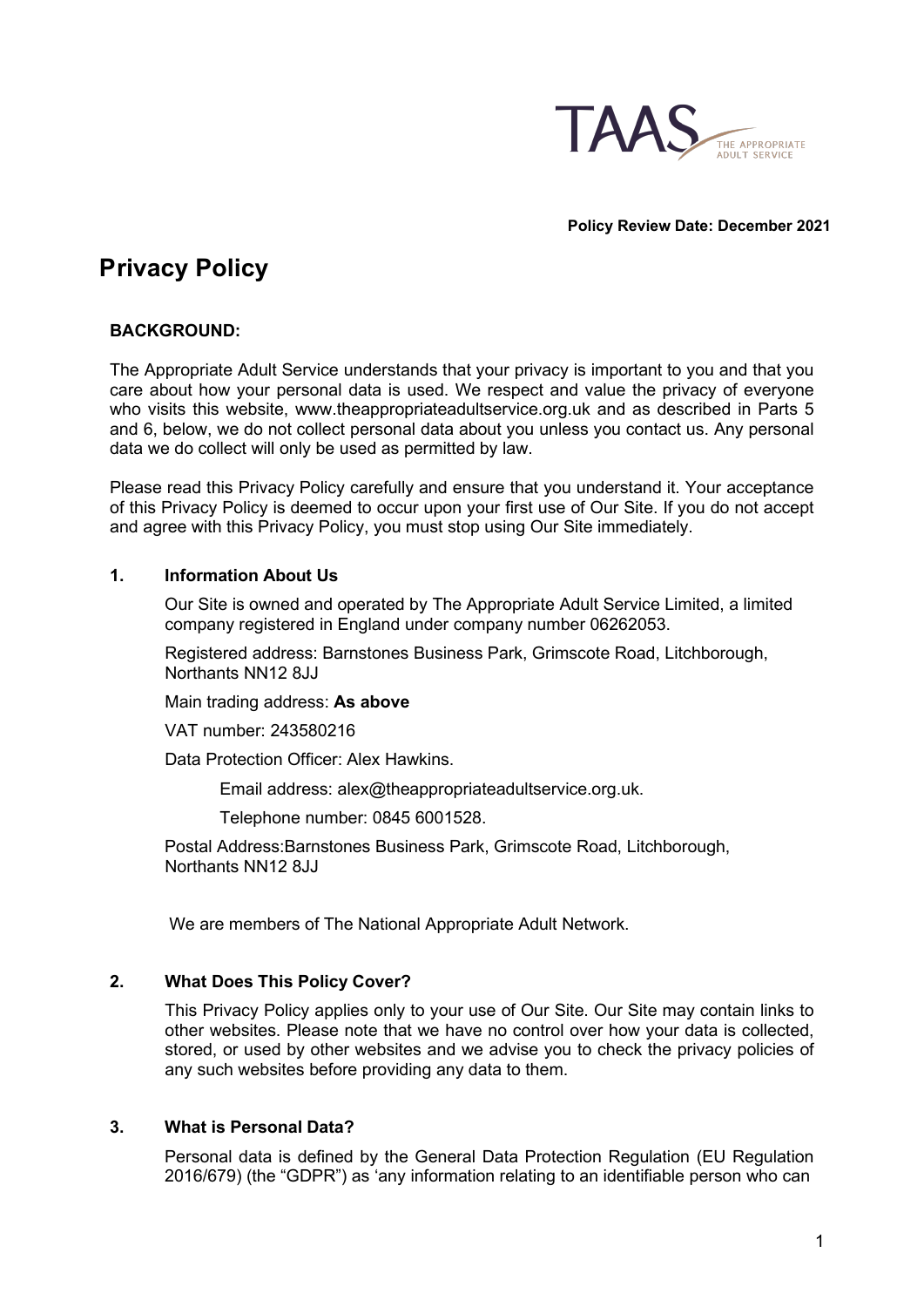**Policy Review Date: December 2021**

# Privacy Policy

**BACKGROUND:**

The Appropriate Adult Service understands that your privacy is important to you and that you care about how your personal data is used. We respect and value the privacy of everyone who visits this website, www.theappropriateadultservice.org.uk and as described in Parts 5 and 6, below, we do not collect personal data about you unless you contact us. Any personal data we do collect will only be used as permitted by law.

Please read this Privacy Policy carefully and ensure that you understand it. Your acceptance of this Privacy Policy is deemed to occur upon your first use of Our Site. If you do not accept and agree with this Privacy Policy, you must stop using Our Site immediately.

## 1. Information About Us

Our Site is owned and operated by The Appropriate Adult Service Limited, a limited company registered in England under company number 06262053.

Registered address: Barnstones Business Park, Grimscote Road, Litchborough, Northants NN12 8JJ

Main trading address: **As above**

VAT number: 243580216

Data Protection Officer: Alex Hawkins.

Email address: alex@theappropriateadultservice.org.uk.

Telephone number: 0845 6001528.

Postal Address:Barnstones Business Park, Grimscote Road, Litchborough, Northants NN12 8JJ

We are members of The National Appropriate Adult Network.

## 2. What Does This Policy Cover?

This Privacy Policy applies only to your use of Our Site. Our Site may contain links to other websites. Please note that we have no control over how your data is collected, stored, or used by other websites and we advise you to check the privacy policies of any such websites before providing any data to them.

## 3. What is Personal Data?

Personal data is defined by the General Data Protection Regulation (EU Regulation 2016/679) (the "GDPR") as 'any information relating to an identifiable person who can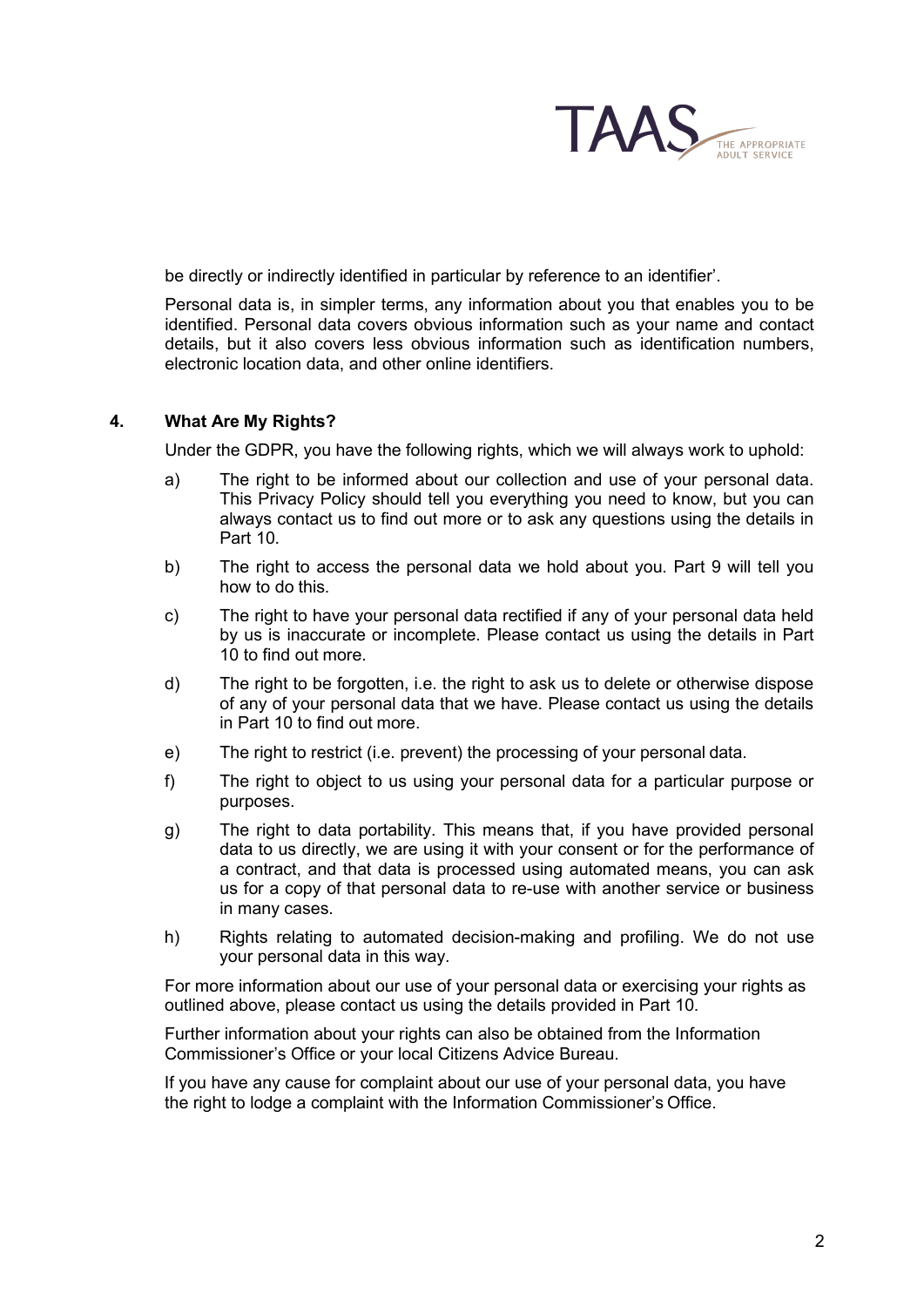be directly or indirectly identified in particular by reference to an identifier'.

Personal data is, in simpler terms, any information about you that enables you to be identified. Personal data covers obvious information such as your name and contact details, but it also covers less obvious information such as identification numbers, electronic location data, and other online identifiers.

## 4. What Are My Rights?

Under the GDPR, you have the following rights, which we will always work to uphold:

a) The right to be informed about our collection and use of your personal data. This Privacy Policy should tell you everything you need to know, but you can always contact us to find out more or to ask any questions using the details in Part 10.

b) The right to access the personal data we hold about you. Part 9 will tell you how to do this.

c) The right to have your personal data rectified if any of your personal data held by us is inaccurate or incomplete. Please contact us using the details in Part 10 to find out more.

d) The right to be forgotten, i.e. the right to ask us to delete or otherwise dispose of any of your personal data that we have. Please contact us using the details in Part 10 to find out more.

e) The right to restrict (i.e. prevent) the processing of your personal data.

f) The right to object to us using your personal data for a particular purpose or purposes.

g) The right to data portability. This means that, if you have provided personal data to us directly, we are using it with your consent or for the performance of a contract, and that data is processed using automated means, you can ask us for a copy of that personal data to re-use with another service or business in many cases.

h) Rights relating to automated decision-making and profiling. We do not use your personal data in this way.

For more information about our use of your personal data or exercising your rights as outlined above, please contact us using the details provided in Part 10.

Further information about your rights can also be obtained from the Information Commissioner's Office or your local Citizens Advice Bureau.

If you have any cause for complaint about our use of your personal data, you have the right to lodge a complaint with the Information Commissioner's Office.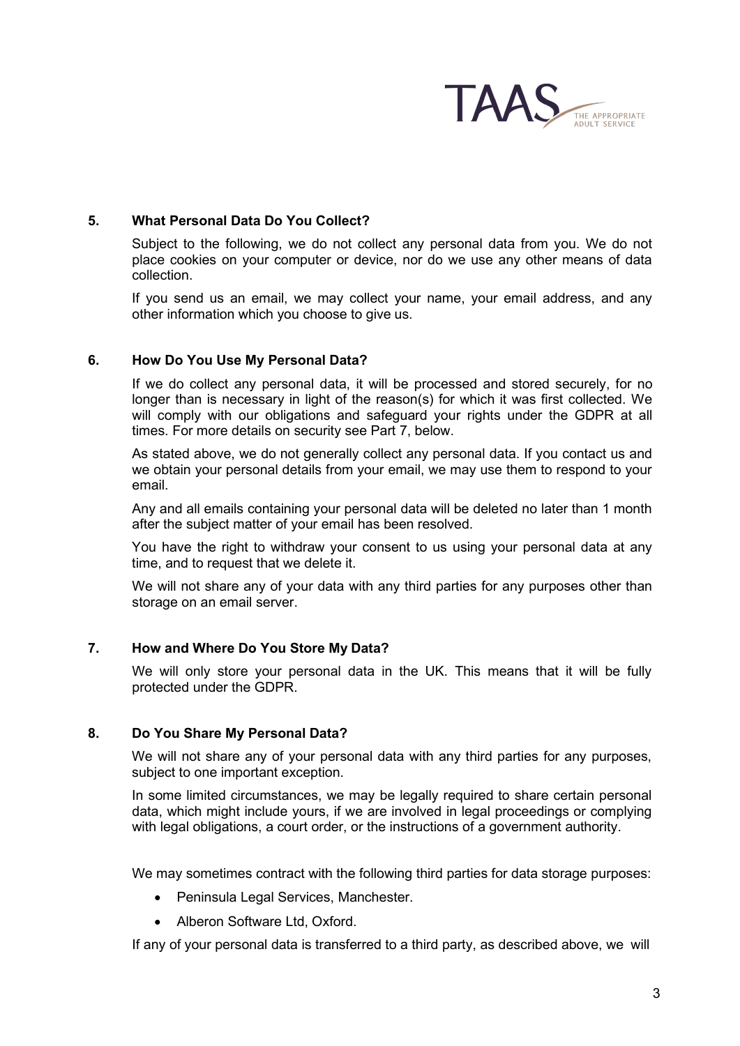## 5. What Personal Data Do You Collect?

Subject to the following, we do not collect any personal data from you. We do not place cookies on your computer or device, nor do we use any other means of data collection.

If you send us an email, we may collect your name, your email address, and any other information which you choose to give us.

## 6. How Do You Use My Personal Data?

If we do collect any personal data, it will be processed and stored securely, for no longer than is necessary in light of the reason(s) for which it was first collected. We will comply with our obligations and safeguard your rights under the GDPR at all times. For more details on security see Part 7, below.

As stated above, we do not generally collect any personal data. If you contact us and we obtain your personal details from your email, we may use them to respond to your email.

Any and all emails containing your personal data will be deleted no later than 1 month after the subject matter of your email has been resolved.

You have the right to withdraw your consent to us using your personal data at any time, and to request that we delete it.

We will not share any of your data with any third parties for any purposes other than storage on an email server.

## 7. How and Where Do You Store My Data?

We will only store your personal data in the UK. This means that it will be fully protected under the GDPR.

## 8. Do You Share My Personal Data?

We will not share any of your personal data with any third parties for any purposes, subject to one important exception.

In some limited circumstances, we may be legally required to share certain personal data, which might include yours, if we are involved in legal proceedings or complying with legal obligations, a court order, or the instructions of a government authority.

We may sometimes contract with the following third parties for data storage purposes:

- Peninsula Legal Services, Manchester.
- Alberon Software Ltd, Oxford.

If any of your personal data is transferred to a third party, as described above, we will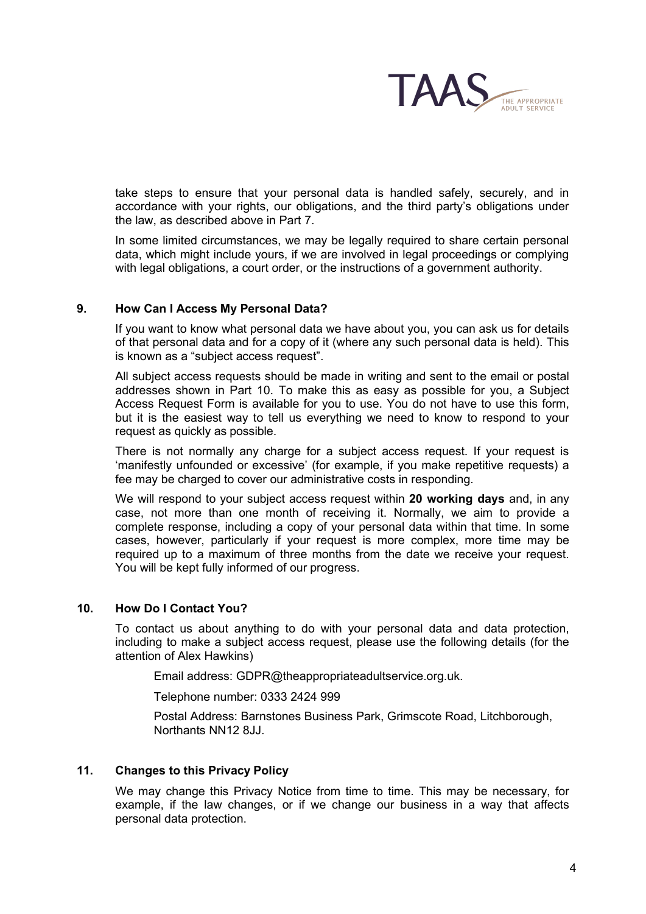take steps to ensure that your personal data is handled safely, securely, and in accordance with your rights, our obligations, and the third party's obligations under the law, as described above in Part 7.

In some limited circumstances, we may be legally required to share certain personal data, which might include yours, if we are involved in legal proceedings or complying with legal obligations, a court order, or the instructions of a government authority.

## 9. How Can I Access My Personal Data?

If you want to know what personal data we have about you, you can ask us for details of that personal data and for a copy of it (where any such personal data is held). This is known as a "subject access request".

All subject access requests should be made in writing and sent to the email or postal addresses shown in Part 10. To make this as easy as possible for you, a Subject Access Request Form is available for you to use. You do not have to use this form, but it is the easiest way to tell us everything we need to know to respond to your request as quickly as possible.

There is not normally any charge for a subject access request. If your request is 'manifestly unfounded or excessive' (for example, if you make repetitive requests) a fee may be charged to cover our administrative costs in responding.

We will respond to your subject access request within **20 working days** and, in any case, not more than one month of receiving it. Normally, we aim to provide a complete response, including a copy of your personal data within that time. In some cases, however, particularly if your request is more complex, more time may be required up to a maximum of three months from the date we receive your request. You will be kept fully informed of our progress.

## 10. How Do I Contact You?

To contact us about anything to do with your personal data and data protection, including to make a subject access request, please use the following details (for the attention of Alex Hawkins)

Email address: GDPR@theappropriateadultservice.org.uk.

Telephone number: 0333 2424 999

Postal Address: Barnstones Business Park, Grimscote Road, Litchborough, Northants NN12 8JJ.

## 11. Changes to this Privacy Policy

We may change this Privacy Notice from time to time. This may be necessary, for example, if the law changes, or if we change our business in a way that affects personal data protection.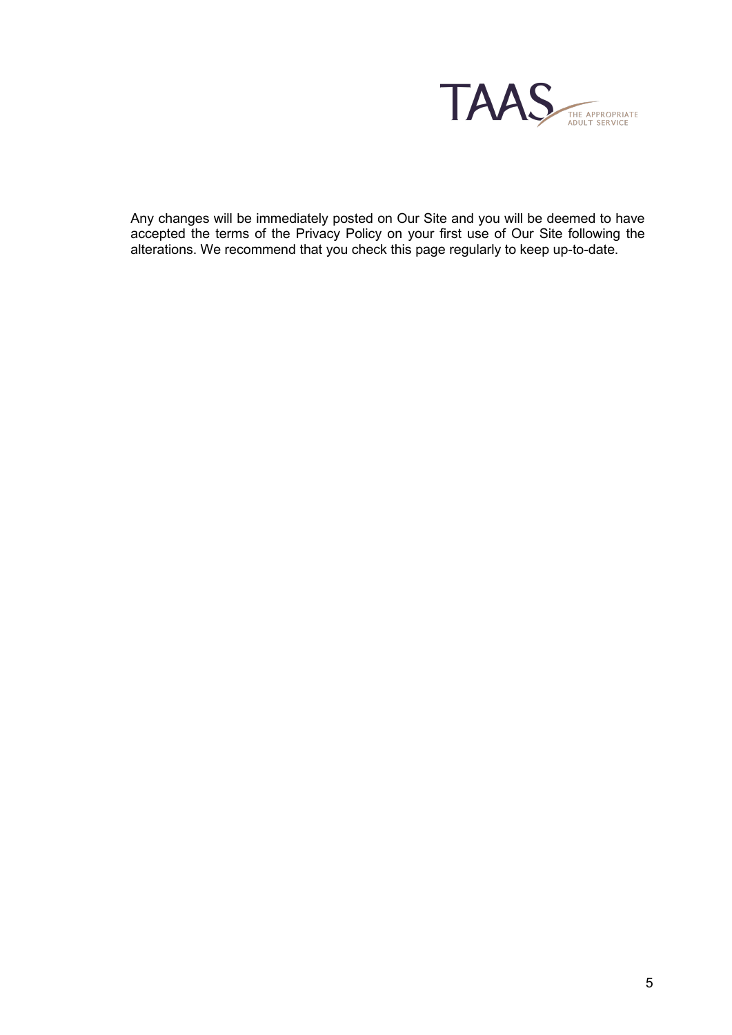Any changes will be immediately posted on Our Site and you will be deemed to have accepted the terms of the Privacy Policy on your first use of Our Site following the alterations. We recommend that you check this page regularly to keep up-to-date.